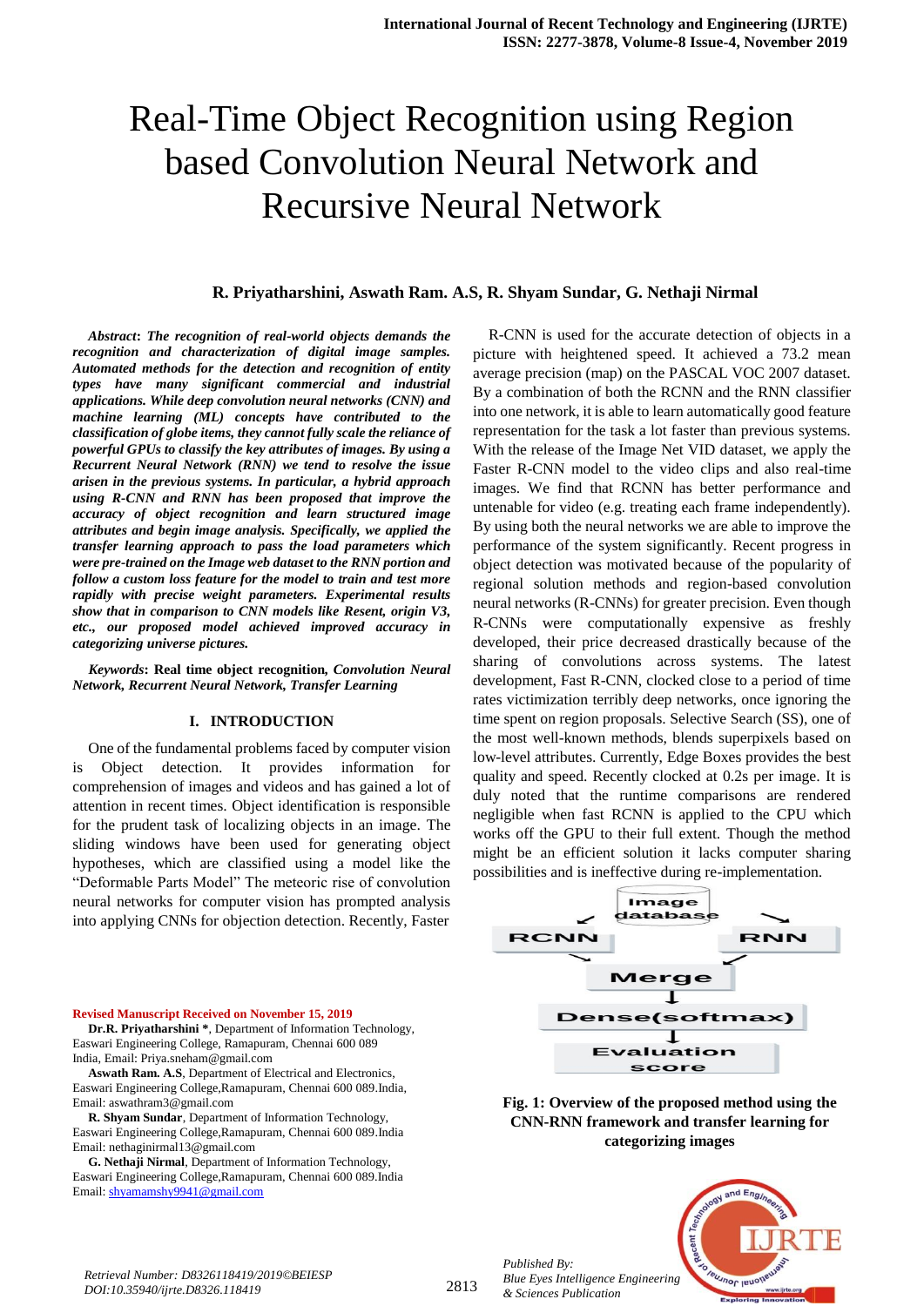# Real-Time Object Recognition using Region based Convolution Neural Network and Recursive Neural Network

**R. Priyatharshini, Aswath Ram. A.S, R. Shyam Sundar, G. Nethaji Nirmal**

***Abstract*: *The recognition of real-world objects demands the recognition and characterization of digital image samples. Automated methods for the detection and recognition of entity types have many significant commercial and industrial applications. While deep convolution neural networks (CNN) and machine learning (ML) concepts have contributed to the classification of globe items, they cannot fully scale the reliance of powerful GPUs to classify the key attributes of images. By using a Recurrent Neural Network (RNN) we tend to resolve the issue arisen in the previous systems. In particular, a hybrid approach using R-CNN and RNN has been proposed that improve the accuracy of object recognition and learn structured image attributes and begin image analysis. Specifically, we applied the transfer learning approach to pass the load parameters which were pre-trained on the Image web dataset to the RNN portion and follow a custom loss feature for the model to train and test more rapidly with precise weight parameters. Experimental results show that in comparison to CNN models like Resent, origin V3, etc., our proposed model achieved improved accuracy in categorizing universe pictures.***

***Keywords*: Real time object recognition, *Convolution Neural Network, Recurrent Neural Network, Transfer Learning***

## I. INTRODUCTION

One of the fundamental problems faced by computer vision is Object detection. It provides information for comprehension of images and videos and has gained a lot of attention in recent times. Object identification is responsible for the prudent task of localizing objects in an image. The sliding windows have been used for generating object hypotheses, which are classified using a model like the "Deformable Parts Model" The meteoric rise of convolution neural networks for computer vision has prompted analysis into applying CNNs for objection detection. Recently, Faster R-CNN is used for the accurate detection of objects in a picture with heightened speed. It achieved a 73.2 mean average precision (map) on the PASCAL VOC 2007 dataset. By a combination of both the RCNN and the RNN classifier into one network, it is able to learn automatically good feature representation for the task a lot faster than previous systems. With the release of the Image Net VID dataset, we apply the Faster R-CNN model to the video clips and also real-time images. We find that RCNN has better performance and untenable for video (e.g. treating each frame independently). By using both the neural networks we are able to improve the performance of the system significantly. Recent progress in object detection was motivated because of the popularity of regional solution methods and region-based convolution neural networks (R-CNNs) for greater precision. Even though R-CNNs were computationally expensive as freshly developed, their price decreased drastically because of the sharing of convolutions across systems. The latest development, Fast R-CNN, clocked close to a period of time rates victimization terribly deep networks, once ignoring the time spent on region proposals. Selective Search (SS), one of the most well-known methods, blends superpixels based on low-level attributes. Currently, Edge Boxes provides the best quality and speed. Recently clocked at 0.2s per image. It is duly noted that the runtime comparisons are rendered negligible when fast RCNN is applied to the CPU which works off the GPU to their full extent. Though the method might be an efficient solution it lacks computer sharing possibilities and is ineffective during re-implementation.

Image database → RCNN, RNN → Merge → Dense(softmax) → Evaluation score

**Fig. 1: Overview of the proposed method using the CNN-RNN framework and transfer learning for categorizing images**

---

**Revised Manuscript Received on November 15, 2019**

**Dr.R. Priyatharshini \***, Department of Information Technology, Easwari Engineering College, Ramapuram, Chennai 600 089 India, Email: Priya.sneham@gmail.com

**Aswath Ram. A.S**, Department of Electrical and Electronics, Easwari Engineering College,Ramapuram, Chennai 600 089.India, Email: aswathram3@gmail.com

**R. Shyam Sundar**, Department of Information Technology, Easwari Engineering College,Ramapuram, Chennai 600 089.India Email: nethaginirmal13@gmail.com

**G. Nethaji Nirmal**, Department of Information Technology, Easwari Engineering College,Ramapuram, Chennai 600 089.India Email: shyamamshy9941@gmail.com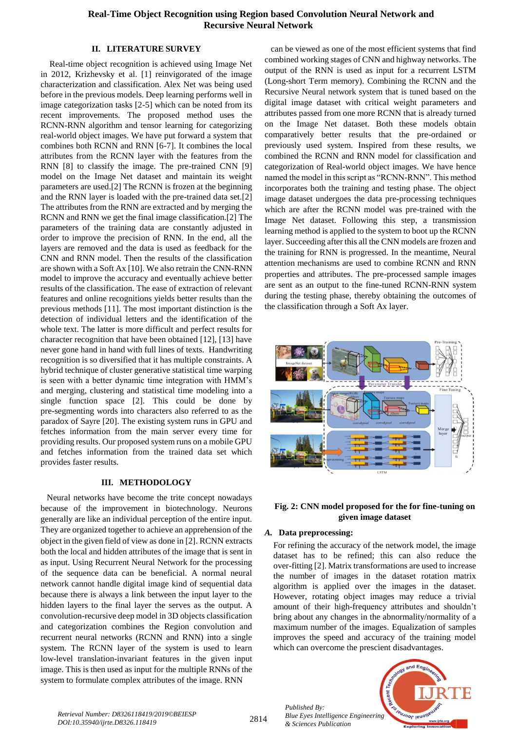## II. LITERATURE SURVEY

Real-time object recognition is achieved using Image Net in 2012, Krizhevsky et al. [1] reinvigorated of the image characterization and classification. Alex Net was being used before in the previous models. Deep learning performs well in image categorization tasks [2-5] which can be noted from its recent improvements. The proposed method uses the RCNN-RNN algorithm and tensor learning for categorizing real-world object images. We have put forward a system that combines both RCNN and RNN [6-7]. It combines the local attributes from the RCNN layer with the features from the RNN [8] to classify the image. The pre-trained CNN [9] model on the Image Net dataset and maintain its weight parameters are used.[2] The RCNN is frozen at the beginning and the RNN layer is loaded with the pre-trained data set.[2] The attributes from the RNN are extracted and by merging the RCNN and RNN we get the final image classification.[2] The parameters of the training data are constantly adjusted in order to improve the precision of RNN. In the end, all the layers are removed and the data is used as feedback for the CNN and RNN model. Then the results of the classification are shown with a Soft Ax [10]. We also retrain the CNN-RNN model to improve the accuracy and eventually achieve better results of the classification. The ease of extraction of relevant features and online recognitions yields better results than the previous methods [11]. The most important distinction is the detection of individual letters and the identification of the whole text. The latter is more difficult and perfect results for character recognition that have been obtained [12], [13] have never gone hand in hand with full lines of texts. Handwriting recognition is so diversified that it has multiple constraints. A hybrid technique of cluster generative statistical time warping is seen with a better dynamic time integration with HMM's and merging, clustering and statistical time modeling into a single function space [2]. This could be done by pre-segmenting words into characters also referred to as the paradox of Sayre [20]. The existing system runs in GPU and fetches information from the main server every time for providing results. Our proposed system runs on a mobile GPU and fetches information from the trained data set which provides faster results.

## III. METHODOLOGY

Neural networks have become the trite concept nowadays because of the improvement in biotechnology. Neurons generally are like an individual perception of the entire input. They are organized together to achieve an apprehension of the object in the given field of view as done in [2]. RCNN extracts both the local and hidden attributes of the image that is sent in as input. Using Recurrent Neural Network for the processing of the sequence data can be beneficial. A normal neural network cannot handle digital image kind of sequential data because there is always a link between the input layer to the hidden layers to the final layer the serves as the output. A convolution-recursive deep model in 3D objects classification and categorization combines the Region convolution and recurrent neural networks (RCNN and RNN) into a single system. The RCNN layer of the system is used to learn low-level translation-invariant features in the given input image. This is then used as input for the multiple RNNs of the system to formulate complex attributes of the image. RNN can be viewed as one of the most efficient systems that find combined working stages of CNN and highway networks. The output of the RNN is used as input for a recurrent LSTM (Long-short Term memory). Combining the RCNN and the Recursive Neural network system that is tuned based on the digital image dataset with critical weight parameters and attributes passed from one more RCNN that is already turned on the Image Net dataset. Both these models obtain comparatively better results that the pre-ordained or previously used system. Inspired from these results, we combined the RCNN and RNN model for classification and categorization of Real-world object images. We have hence named the model in this script as "RCNN-RNN". This method incorporates both the training and testing phase. The object image dataset undergoes the data pre-processing techniques which are after the RCNN model was pre-trained with the Image Net dataset. Following this step, a transmission learning method is applied to the system to boot up the RCNN layer. Succeeding after this all the CNN models are frozen and the training for RNN is progressed. In the meantime, Neural attention mechanisms are used to combine RCNN and RNN properties and attributes. The pre-processed sample images are sent as an output to the fine-tuned RCNN-RNN system during the testing phase, thereby obtaining the outcomes of the classification through a Soft Ax layer.

**Fig. 2: CNN model proposed for the for fine-tuning on given image dataset**

### A. Data preprocessing:

For refining the accuracy of the network model, the image dataset has to be refined; this can also reduce the over-fitting [2]. Matrix transformations are used to increase the number of images in the dataset rotation matrix algorithm is applied over the images in the dataset. However, rotating object images may reduce a trivial amount of their high-frequency attributes and shouldn't bring about any changes in the abnormality/normality of a maximum number of the images. Equalization of samples improves the speed and accuracy of the training model which can overcome the prescient disadvantages.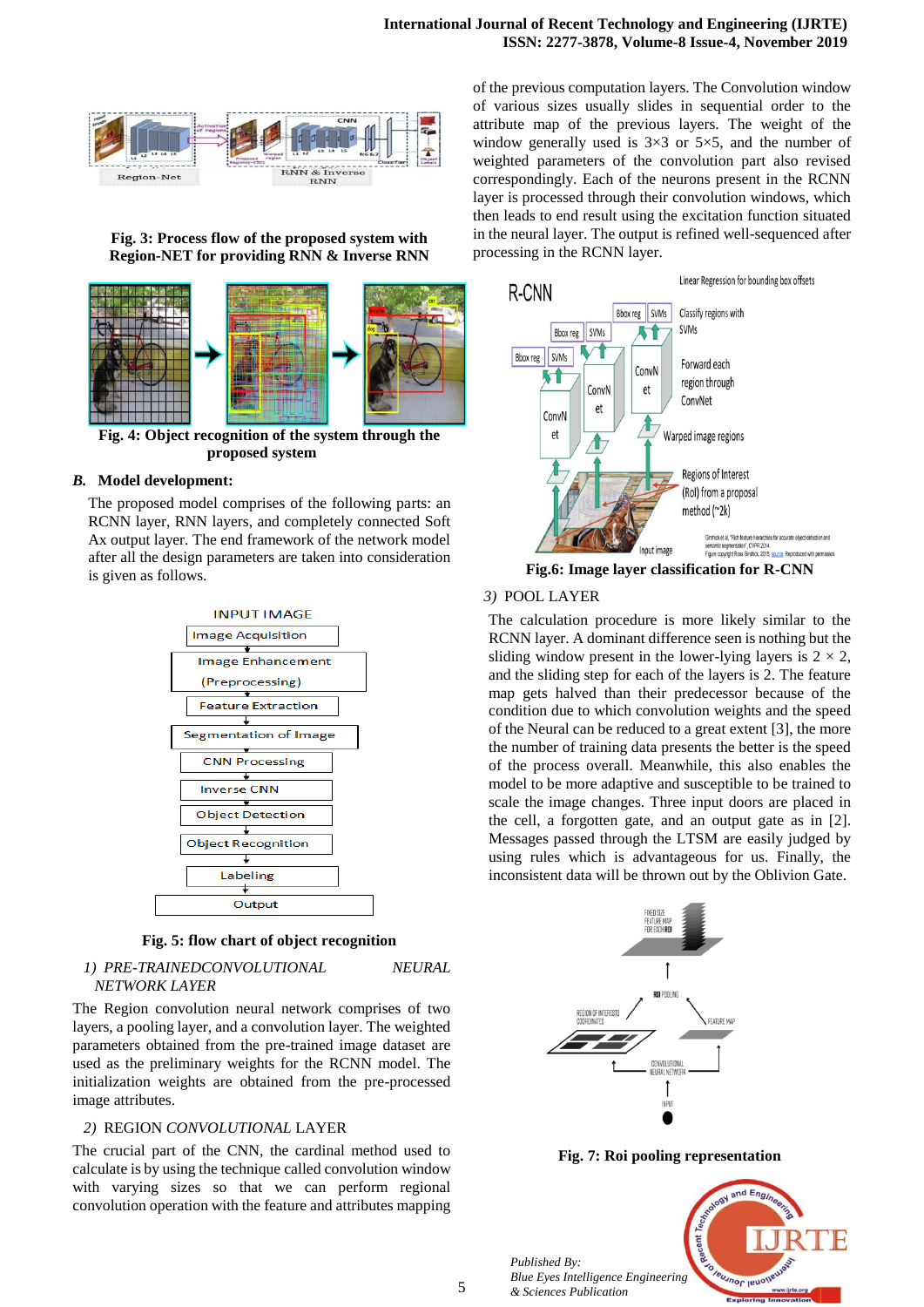Fig. 3: Process flow of the proposed system with Region-NET for providing RNN & Inverse RNN

Fig. 4: Object recognition of the system through the proposed system

### B. Model development:

The proposed model comprises of the following parts: an RCNN layer, RNN layers, and completely connected Soft Ax output layer. The end framework of the network model after all the design parameters are taken into consideration is given as follows.

INPUT IMAGE

- Image Acquisition
- Image Enhancement (Preprocessing)
- Feature Extraction
- Segmentation of Image
- CNN Processing
- Inverse CNN
- Object Detection
- Object Recognition
- Labeling
- Output

Fig. 5: flow chart of object recognition

#### 1) PRE-TRAINEDCONVOLUTIONAL NEURAL NETWORK LAYER

The Region convolution neural network comprises of two layers, a pooling layer, and a convolution layer. The weighted parameters obtained from the pre-trained image dataset are used as the preliminary weights for the RCNN model. The initialization weights are obtained from the pre-processed image attributes.

#### 2) REGION CONVOLUTIONAL LAYER

The crucial part of the CNN, the cardinal method used to calculate is by using the technique called convolution window with varying sizes so that we can perform regional convolution operation with the feature and attributes mapping of the previous computation layers. The Convolution window of various sizes usually slides in sequential order to the attribute map of the previous layers. The weight of the window generally used is 3×3 or 5×5, and the number of weighted parameters of the convolution part also revised correspondingly. Each of the neurons present in the RCNN layer is processed through their convolution windows, which then leads to end result using the excitation function situated in the neural layer. The output is refined well-sequenced after processing in the RCNN layer.

Fig.6: Image layer classification for R-CNN

#### 3) POOL LAYER

The calculation procedure is more likely similar to the RCNN layer. A dominant difference seen is nothing but the sliding window present in the lower-lying layers is 2 × 2, and the sliding step for each of the layers is 2. The feature map gets halved than their predecessor because of the condition due to which convolution weights and the speed of the Neural can be reduced to a great extent [3], the more the number of training data presents the better is the speed of the process overall. Meanwhile, this also enables the model to be more adaptive and susceptible to be trained to scale the image changes. Three input doors are placed in the cell, a forgotten gate, and an output gate as in [2]. Messages passed through the LTSM are easily judged by using rules which is advantageous for us. Finally, the inconsistent data will be thrown out by the Oblivion Gate.

Fig. 7: Roi pooling representation

*Published By:*
*Blue Eyes Intelligence Engineering & Sciences Publication*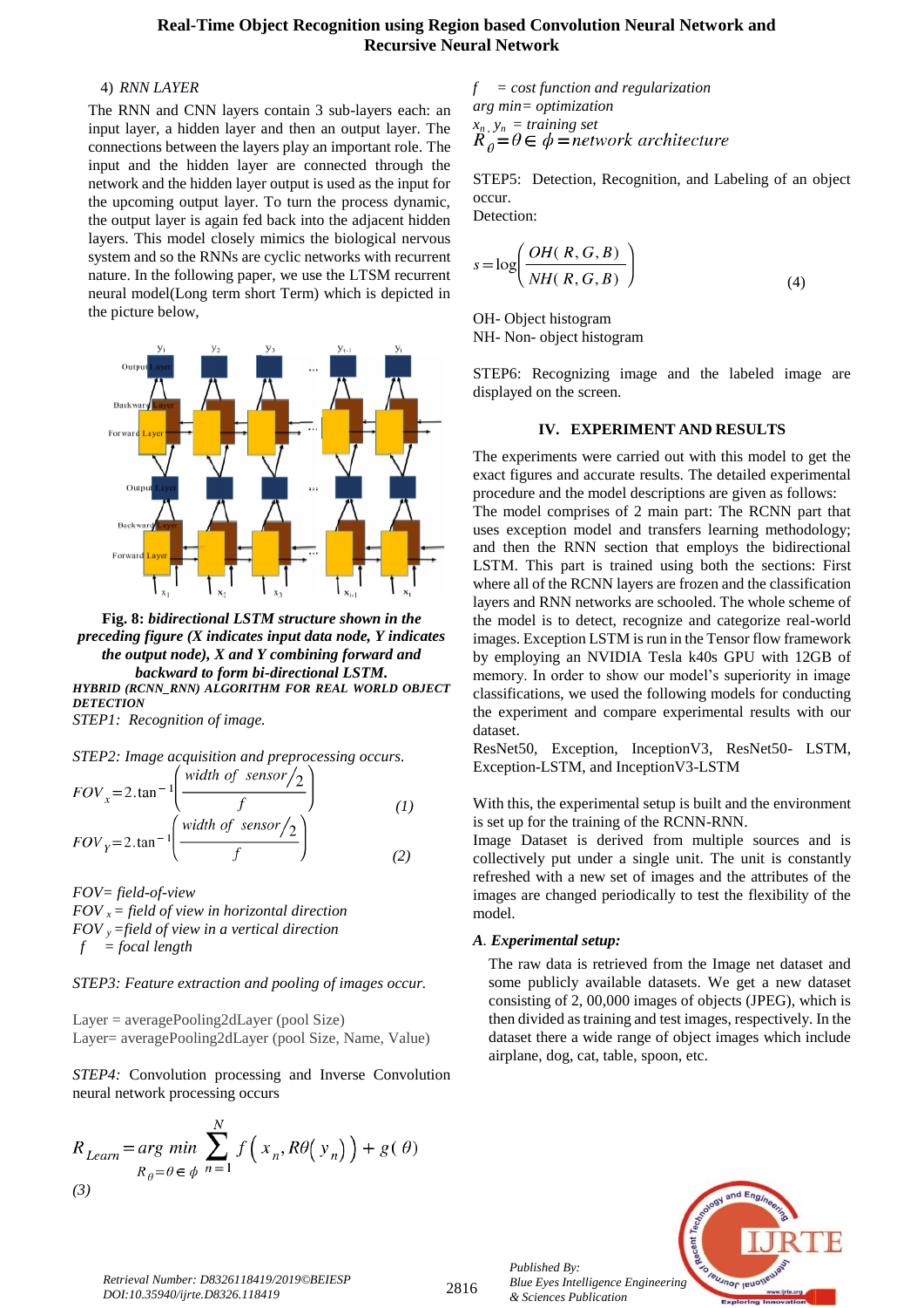4) *RNN LAYER*

The RNN and CNN layers contain 3 sub-layers each: an input layer, a hidden layer and then an output layer. The connections between the layers play an important role. The input and the hidden layer are connected through the network and the hidden layer output is used as the input for the upcoming output layer. To turn the process dynamic, the output layer is again fed back into the adjacent hidden layers. This model closely mimics the biological nervous system and so the RNNs are cyclic networks with recurrent nature. In the following paper, we use the LTSM recurrent neural model(Long term short Term) which is depicted in the picture below,

**Fig. 8:** ***bidirectional LSTM structure shown in the preceding figure (X indicates input data node, Y indicates the output node), X and Y combining forward and backward to form bi-directional LSTM.***

***HYBRID (RCNN_RNN) ALGORITHM FOR REAL WORLD OBJECT DETECTION***

*STEP1: Recognition of image.*

*STEP2: Image acquisition and preprocessing occurs.*

$$FOV_x = 2.\tan^{-1}\left(\frac{width\ of\ sensor/2}{f}\right) \quad (1)$$

$$FOV_Y = 2.\tan^{-1}\left(\frac{width\ of\ sensor/2}{f}\right) \quad (2)$$

*FOV= field-of-view*
$FOV_x$ *= field of view in horizontal direction*
$FOV_y$ *=field of view in a vertical direction*
$f$ *= focal length*

*STEP3: Feature extraction and pooling of images occur.*

Layer = averagePooling2dLayer (pool Size)
Layer= averagePooling2dLayer (pool Size, Name, Value)

*STEP4:* Convolution processing and Inverse Convolution neural network processing occurs

$$R_{Learn} = \underset{R_\theta = \theta \in \phi}{arg\ min} \sum_{n=1}^{N} f\left(x_n, R\theta\left(y_n\right)\right) + g(\theta)$$
*(3)*

$f$ *= cost function and regularization*
*arg min= optimization*
$x_n, y_n$ *= training set*
$R_\theta = \theta \in \phi =$ *network architecture*

STEP5: Detection, Recognition, and Labeling of an object occur.
Detection:

$$s = \log\left(\frac{OH(R,G,B)}{NH(R,G,B)}\right) \quad (4)$$

OH- Object histogram
NH- Non- object histogram

STEP6: Recognizing image and the labeled image are displayed on the screen.

## IV. EXPERIMENT AND RESULTS

The experiments were carried out with this model to get the exact figures and accurate results. The detailed experimental procedure and the model descriptions are given as follows:
The model comprises of 2 main part: The RCNN part that uses exception model and transfers learning methodology; and then the RNN section that employs the bidirectional LSTM. This part is trained using both the sections: First where all of the RCNN layers are frozen and the classification layers and RNN networks are schooled. The whole scheme of the model is to detect, recognize and categorize real-world images. Exception LSTM is run in the Tensor flow framework by employing an NVIDIA Tesla k40s GPU with 12GB of memory. In order to show our model's superiority in image classifications, we used the following models for conducting the experiment and compare experimental results with our dataset.
ResNet50, Exception, InceptionV3, ResNet50- LSTM, Exception-LSTM, and InceptionV3-LSTM

With this, the experimental setup is built and the environment is set up for the training of the RCNN-RNN.
Image Dataset is derived from multiple sources and is collectively put under a single unit. The unit is constantly refreshed with a new set of images and the attributes of the images are changed periodically to test the flexibility of the model.

### *A. Experimental setup:*

The raw data is retrieved from the Image net dataset and some publicly available datasets. We get a new dataset consisting of 2, 00,000 images of objects (JPEG), which is then divided as training and test images, respectively. In the dataset there a wide range of object images which include airplane, dog, cat, table, spoon, etc.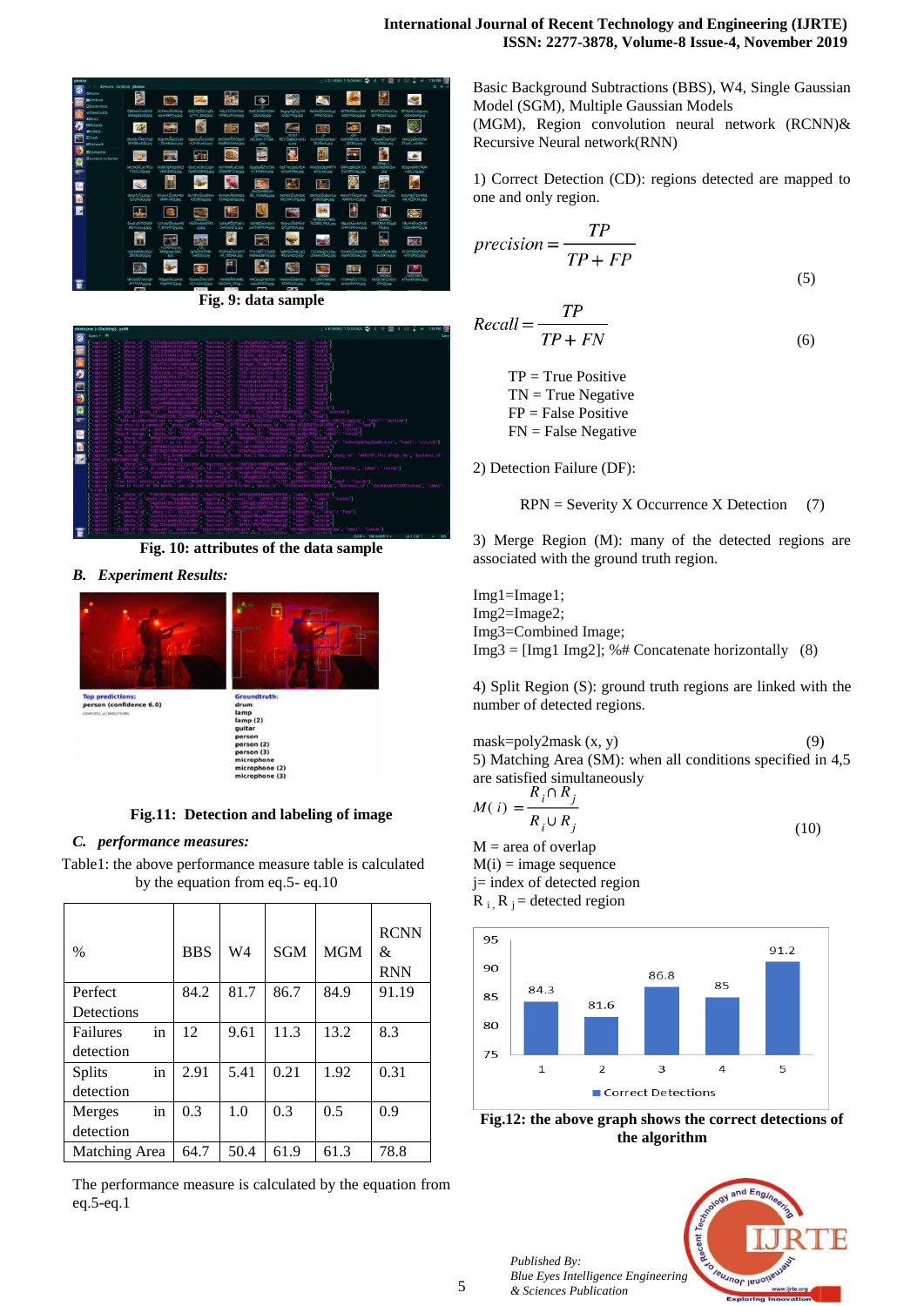Fig. 9: data sample

Fig. 10: attributes of the data sample

### *B. Experiment Results:*

Fig.11: Detection and labeling of image

### *C. performance measures:*

Table1: the above performance measure table is calculated by the equation from eq.5- eq.10

| % | BBS | W4 | SGM | MGM | RCNN & RNN |
|---|---|---|---|---|---|
| Perfect Detections | 84.2 | 81.7 | 86.7 | 84.9 | 91.19 |
| Failures in detection | 12 | 9.61 | 11.3 | 13.2 | 8.3 |
| Splits in detection | 2.91 | 5.41 | 0.21 | 1.92 | 0.31 |
| Merges in detection | 0.3 | 1.0 | 0.3 | 0.5 | 0.9 |
| Matching Area | 64.7 | 50.4 | 61.9 | 61.3 | 78.8 |

The performance measure is calculated by the equation from eq.5-eq.1

Basic Background Subtractions (BBS), W4, Single Gaussian Model (SGM), Multiple Gaussian Models (MGM), Region convolution neural network (RCNN)& Recursive Neural network(RNN)

1) Correct Detection (CD): regions detected are mapped to one and only region.

$$precision = \frac{TP}{TP + FP} \quad (5)$$

$$Recall = \frac{TP}{TP + FN} \quad (6)$$

TP = True Positive
TN = True Negative
FP = False Positive
FN = False Negative

2) Detection Failure (DF):

RPN = Severity X Occurrence X Detection (7)

3) Merge Region (M): many of the detected regions are associated with the ground truth region.

Img1=Image1;
Img2=Image2;
Img3=Combined Image;
Img3 = [Img1 Img2]; %# Concatenate horizontally (8)

4) Split Region (S): ground truth regions are linked with the number of detected regions.

mask=poly2mask (x, y) (9)

5) Matching Area (SM): when all conditions specified in 4,5 are satisfied simultaneously

$$M(i) = \frac{R_i \cap R_j}{R_i \cup R_j} \quad (10)$$

M = area of overlap
M(i) = image sequence
j= index of detected region
$R_i$, $R_j$ = detected region

Fig.12: the above graph shows the correct detections of the algorithm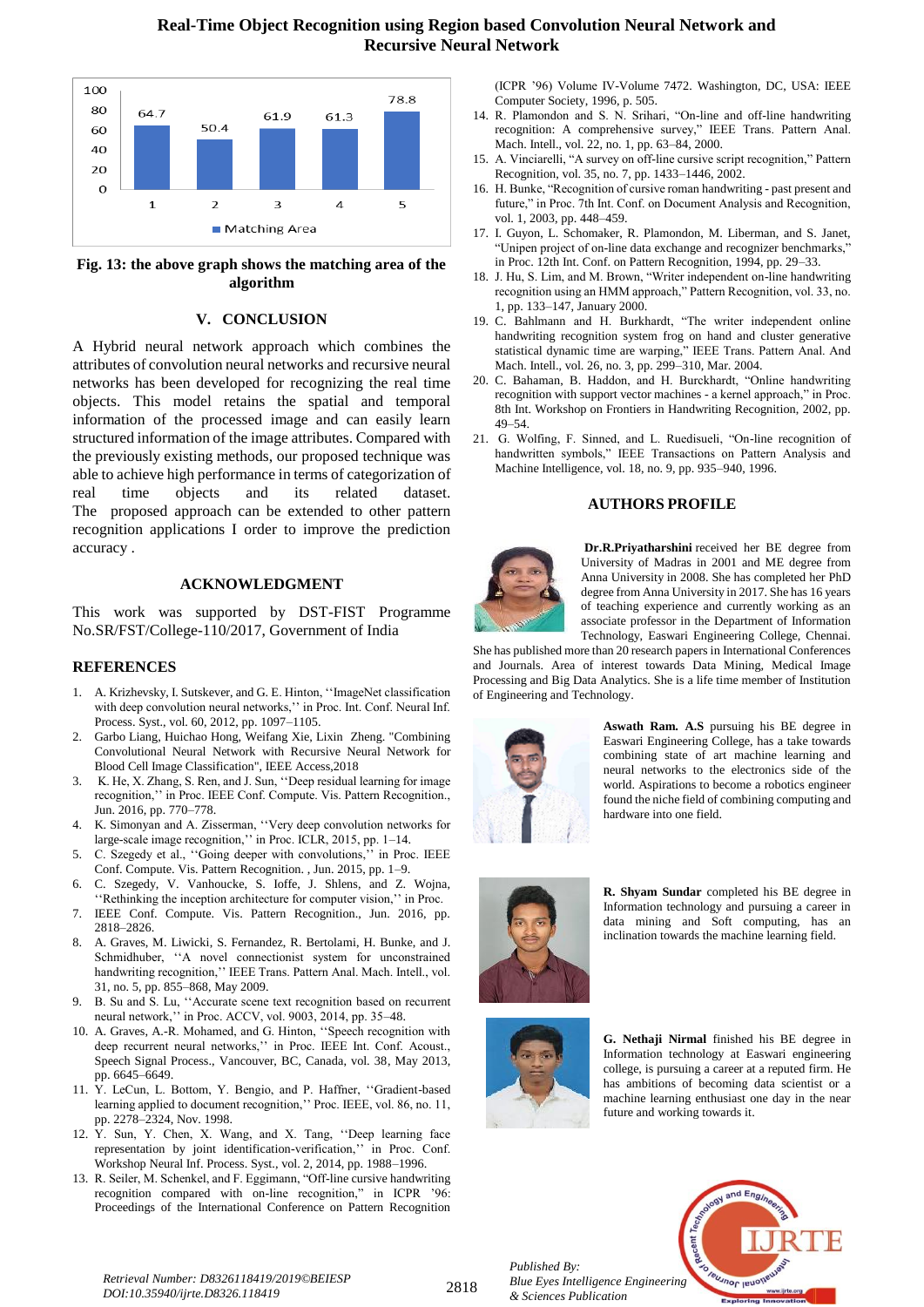100
80
60
40
20
0

64.7
50.4
61.9
61.3
78.8

1 2 3 4 5

Matching Area

**Fig. 13: the above graph shows the matching area of the algorithm**

## V. CONCLUSION

A Hybrid neural network approach which combines the attributes of convolution neural networks and recursive neural networks has been developed for recognizing the real time objects. This model retains the spatial and temporal information of the processed image and can easily learn structured information of the image attributes. Compared with the previously existing methods, our proposed technique was able to achieve high performance in terms of categorization of real time objects and its related dataset. The proposed approach can be extended to other pattern recognition applications I order to improve the prediction accuracy .

## ACKNOWLEDGMENT

This work was supported by DST-FIST Programme No.SR/FST/College-110/2017, Government of India

## REFERENCES

1. A. Krizhevsky, I. Sutskever, and G. E. Hinton, ''ImageNet classification with deep convolution neural networks,'' in Proc. Int. Conf. Neural Inf. Process. Syst., vol. 60, 2012, pp. 1097–1105.
2. Garbo Liang, Huichao Hong, Weifang Xie, Lixin Zheng. "Combining Convolutional Neural Network with Recursive Neural Network for Blood Cell Image Classification", IEEE Access,2018
3. K. He, X. Zhang, S. Ren, and J. Sun, ''Deep residual learning for image recognition,'' in Proc. IEEE Conf. Compute. Vis. Pattern Recognition., Jun. 2016, pp. 770–778.
4. K. Simonyan and A. Zisserman, ''Very deep convolution networks for large-scale image recognition,'' in Proc. ICLR, 2015, pp. 1–14.
5. C. Szegedy et al., ''Going deeper with convolutions,'' in Proc. IEEE Conf. Compute. Vis. Pattern Recognition. , Jun. 2015, pp. 1–9.
6. C. Szegedy, V. Vanhoucke, S. Ioffe, J. Shlens, and Z. Wojna, ''Rethinking the inception architecture for computer vision,'' in Proc.
7. IEEE Conf. Compute. Vis. Pattern Recognition., Jun. 2016, pp. 2818–2826.
8. A. Graves, M. Liwicki, S. Fernandez, R. Bertolami, H. Bunke, and J. Schmidhuber, ''A novel connectionist system for unconstrained handwriting recognition,'' IEEE Trans. Pattern Anal. Mach. Intell., vol. 31, no. 5, pp. 855–868, May 2009.
9. B. Su and S. Lu, ''Accurate scene text recognition based on recurrent neural network,'' in Proc. ACCV, vol. 9003, 2014, pp. 35–48.
10. A. Graves, A.-R. Mohamed, and G. Hinton, ''Speech recognition with deep recurrent neural networks,'' in Proc. IEEE Int. Conf. Acoust., Speech Signal Process., Vancouver, BC, Canada, vol. 38, May 2013, pp. 6645–6649.
11. Y. LeCun, L. Bottom, Y. Bengio, and P. Haffner, ''Gradient-based learning applied to document recognition,'' Proc. IEEE, vol. 86, no. 11, pp. 2278–2324, Nov. 1998.
12. Y. Sun, Y. Chen, X. Wang, and X. Tang, ''Deep learning face representation by joint identification-verification,'' in Proc. Conf. Workshop Neural Inf. Process. Syst., vol. 2, 2014, pp. 1988–1996.
13. R. Seiler, M. Schenkel, and F. Eggimann, "Off-line cursive handwriting recognition compared with on-line recognition," in ICPR '96: Proceedings of the International Conference on Pattern Recognition (ICPR '96) Volume IV-Volume 7472. Washington, DC, USA: IEEE Computer Society, 1996, p. 505.
14. R. Plamondon and S. N. Srihari, "On-line and off-line handwriting recognition: A comprehensive survey," IEEE Trans. Pattern Anal. Mach. Intell., vol. 22, no. 1, pp. 63–84, 2000.
15. A. Vinciarelli, "A survey on off-line cursive script recognition," Pattern Recognition, vol. 35, no. 7, pp. 1433–1446, 2002.
16. H. Bunke, "Recognition of cursive roman handwriting - past present and future," in Proc. 7th Int. Conf. on Document Analysis and Recognition, vol. 1, 2003, pp. 448–459.
17. I. Guyon, L. Schomaker, R. Plamondon, M. Liberman, and S. Janet, "Unipen project of on-line data exchange and recognizer benchmarks," in Proc. 12th Int. Conf. on Pattern Recognition, 1994, pp. 29–33.
18. J. Hu, S. Lim, and M. Brown, "Writer independent on-line handwriting recognition using an HMM approach," Pattern Recognition, vol. 33, no. 1, pp. 133–147, January 2000.
19. C. Bahlmann and H. Burkhardt, "The writer independent online handwriting recognition system frog on hand and cluster generative statistical dynamic time are warping," IEEE Trans. Pattern Anal. And Mach. Intell., vol. 26, no. 3, pp. 299–310, Mar. 2004.
20. C. Bahaman, B. Haddon, and H. Burckhardt, "Online handwriting recognition with support vector machines - a kernel approach," in Proc. 8th Int. Workshop on Frontiers in Handwriting Recognition, 2002, pp. 49–54.
21. G. Wolfing, F. Sinned, and L. Ruedisueli, "On-line recognition of handwritten symbols," IEEE Transactions on Pattern Analysis and Machine Intelligence, vol. 18, no. 9, pp. 935–940, 1996.

## AUTHORS PROFILE

**Dr.R.Priyatharshini** received her BE degree from University of Madras in 2001 and ME degree from Anna University in 2008. She has completed her PhD degree from Anna University in 2017. She has 16 years of teaching experience and currently working as an associate professor in the Department of Information Technology, Easwari Engineering College, Chennai. She has published more than 20 research papers in International Conferences and Journals. Area of interest towards Data Mining, Medical Image Processing and Big Data Analytics. She is a life time member of Institution of Engineering and Technology.

**Aswath Ram. A.S** pursuing his BE degree in Easwari Engineering College, has a take towards combining state of art machine learning and neural networks to the electronics side of the world. Aspirations to become a robotics engineer found the niche field of combining computing and hardware into one field.

**R. Shyam Sundar** completed his BE degree in Information technology and pursuing a career in data mining and Soft computing, has an inclination towards the machine learning field.

**G. Nethaji Nirmal** finished his BE degree in Information technology at Easwari engineering college, is pursuing a career at a reputed firm. He has ambitions of becoming data scientist or a machine learning enthusiast one day in the near future and working towards it.